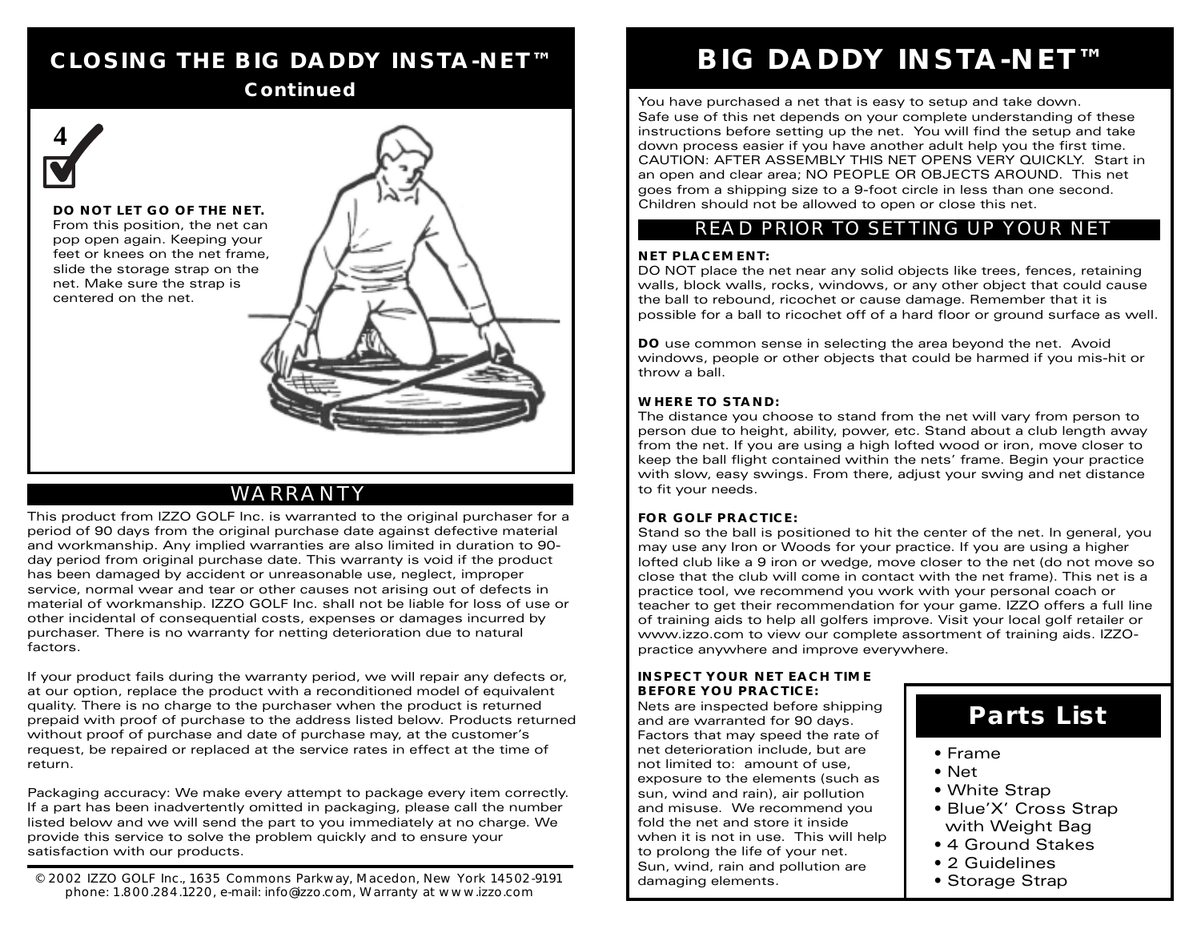## CLOSING THE BIG DADDY INSTA-NET™ Continued

4

**DO NOT LET GO OF THE NET.** From this position, the net can pop open again. Keeping your feet or knees on the net frame, slide the storage strap on the net. Make sure the strap is centered on the net.

## WARRANTY

This product from IZZO GOLF Inc. is warranted to the original purchaser for a period of 90 days from the original purchase date against defective material and workmanship. Any implied warranties are also limited in duration to 90-day period from original purchase date. This warranty is void if the product has been damaged by accident or unreasonable use, neglect, improper service, normal wear and tear or other causes not arising out of defects in material of workmanship. IZZO GOLF Inc. shall not be liable for loss of use or other incidental of consequential costs, expenses or damages incurred by purchaser. There is no warranty for netting deterioration due to natural factors.

If your product fails during the warranty period, we will repair any defects or, at our option, replace the product with a reconditioned model of equivalent quality. There is no charge to the purchaser when the product is returned prepaid with proof of purchase to the address listed below. Products returned without proof of purchase and date of purchase may, at the customer's request, be repaired or replaced at the service rates in effect at the time of return.

Packaging accuracy: We make every attempt to package every item correctly. If a part has been inadvertently omitted in packaging, please call the number listed below and we will send the part to you immediately at no charge. We provide this service to solve the problem quickly and to ensure your satisfaction with our products.

© 2002 IZZO GOLF Inc., 1635 Commons Parkway, Macedon, New York 14502-9191
phone: 1.800.284.1220, e-mail: info@izzo.com, Warranty at www.izzo.com

# BIG DADDY INSTA-NET™

You have purchased a net that is easy to setup and take down. Safe use of this net depends on your complete understanding of these instructions before setting up the net. You will find the setup and take down process easier if you have another adult help you the first time. CAUTION: AFTER ASSEMBLY THIS NET OPENS VERY QUICKLY. Start in an open and clear area; NO PEOPLE OR OBJECTS AROUND. This net goes from a shipping size to a 9-foot circle in less than one second. Children should not be allowed to open or close this net.

## READ PRIOR TO SETTING UP YOUR NET

**NET PLACEMENT:**
DO NOT place the net near any solid objects like trees, fences, retaining walls, block walls, rocks, windows, or any other object that could cause the ball to rebound, ricochet or cause damage. Remember that it is possible for a ball to ricochet off of a hard floor or ground surface as well.

**DO** use common sense in selecting the area beyond the net. Avoid windows, people or other objects that could be harmed if you mis-hit or throw a ball.

**WHERE TO STAND:**
The distance you choose to stand from the net will vary from person to person due to height, ability, power, etc. Stand about a club length away from the net. If you are using a high lofted wood or iron, move closer to keep the ball flight contained within the nets' frame. Begin your practice with slow, easy swings. From there, adjust your swing and net distance to fit your needs.

**FOR GOLF PRACTICE:**
Stand so the ball is positioned to hit the center of the net. In general, you may use any Iron or Woods for your practice. If you are using a higher lofted club like a 9 iron or wedge, move closer to the net (do not move so close that the club will come in contact with the net frame). This net is a practice tool, we recommend you work with your personal coach or teacher to get their recommendation for your game. IZZO offers a full line of training aids to help all golfers improve. Visit your local golf retailer or www.izzo.com to view our complete assortment of training aids. IZZO-practice anywhere and improve everywhere.

**INSPECT YOUR NET EACH TIME BEFORE YOU PRACTICE:**
Nets are inspected before shipping and are warranted for 90 days. Factors that may speed the rate of net deterioration include, but are not limited to: amount of use, exposure to the elements (such as sun, wind and rain), air pollution and misuse. We recommend you fold the net and store it inside when it is not in use. This will help to prolong the life of your net. Sun, wind, rain and pollution are damaging elements.

## Parts List

- Frame
- Net
- White Strap
- Blue'X' Cross Strap with Weight Bag
- 4 Ground Stakes
- 2 Guidelines
- Storage Strap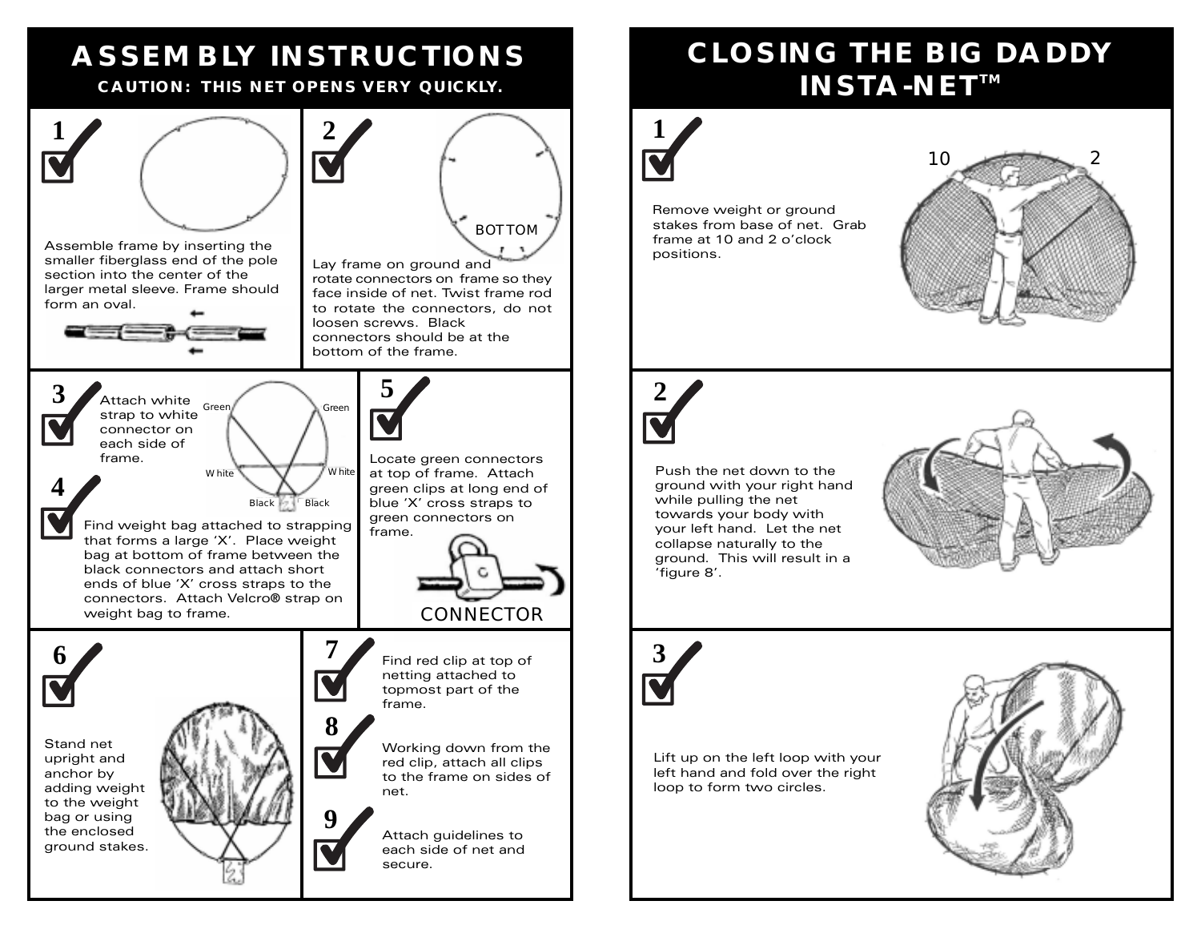# ASSEMBLY INSTRUCTIONS

**CAUTION: THIS NET OPENS VERY QUICKLY.**

**1**

Assemble frame by inserting the smaller fiberglass end of the pole section into the center of the larger metal sleeve. Frame should form an oval.

**2**

BOTTOM

Lay frame on ground and rotate connectors on frame so they face inside of net. Twist frame rod to rotate the connectors, do not loosen screws. Black connectors should be at the bottom of the frame.

**3**

Attach white strap to white connector on each side of frame.

Green
Green
White
White
Black
Black

**4**

Find weight bag attached to strapping that forms a large 'X'. Place weight bag at bottom of frame between the black connectors and attach short ends of blue 'X' cross straps to the connectors. Attach Velcro® strap on weight bag to frame.

**5**

Locate green connectors at top of frame. Attach green clips at long end of blue 'X' cross straps to green connectors on frame.

CONNECTOR

**6**

Stand net upright and anchor by adding weight to the weight bag or using the enclosed ground stakes.

**7**

Find red clip at top of netting attached to topmost part of the frame.

**8**

Working down from the red clip, attach all clips to the frame on sides of net.

**9**

Attach guidelines to each side of net and secure.

# CLOSING THE BIG DADDY INSTA-NET™

**1**

Remove weight or ground stakes from base of net. Grab frame at 10 and 2 o'clock positions.

10
2

**2**

Push the net down to the ground with your right hand while pulling the net towards your body with your left hand. Let the net collapse naturally to the ground. This will result in a 'figure 8'.

**3**

Lift up on the left loop with your left hand and fold over the right loop to form two circles.